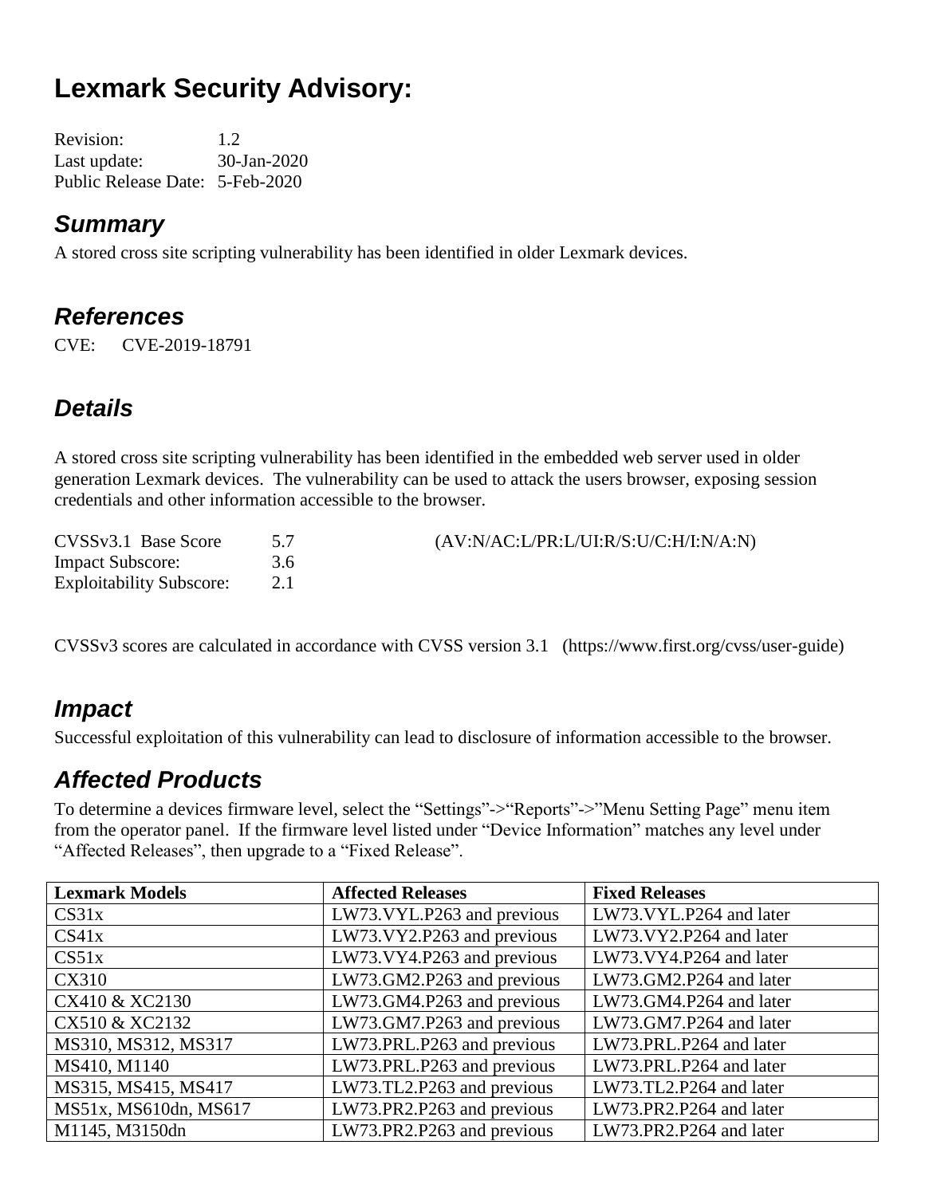# Lexmark Security Advisory:

Revision: 1.2
Last update: 30-Jan-2020
Public Release Date: 5-Feb-2020

## *Summary*

A stored cross site scripting vulnerability has been identified in older Lexmark devices.

## *References*

CVE: CVE-2019-18791

## *Details*

A stored cross site scripting vulnerability has been identified in the embedded web server used in older generation Lexmark devices. The vulnerability can be used to attack the users browser, exposing session credentials and other information accessible to the browser.

CVSSv3.1 Base Score 5.7 (AV:N/AC:L/PR:L/UI:R/S:U/C:H/I:N/A:N)
Impact Subscore: 3.6
Exploitability Subscore: 2.1

CVSSv3 scores are calculated in accordance with CVSS version 3.1 (https://www.first.org/cvss/user-guide)

## *Impact*

Successful exploitation of this vulnerability can lead to disclosure of information accessible to the browser.

## *Affected Products*

To determine a devices firmware level, select the "Settings"->"Reports"->"Menu Setting Page" menu item from the operator panel. If the firmware level listed under "Device Information" matches any level under "Affected Releases", then upgrade to a "Fixed Release".

| **Lexmark Models** | **Affected Releases** | **Fixed Releases** |
|---|---|---|
| CS31x | LW73.VYL.P263 and previous | LW73.VYL.P264 and later |
| CS41x | LW73.VY2.P263 and previous | LW73.VY2.P264 and later |
| CS51x | LW73.VY4.P263 and previous | LW73.VY4.P264 and later |
| CX310 | LW73.GM2.P263 and previous | LW73.GM2.P264 and later |
| CX410 & XC2130 | LW73.GM4.P263 and previous | LW73.GM4.P264 and later |
| CX510 & XC2132 | LW73.GM7.P263 and previous | LW73.GM7.P264 and later |
| MS310, MS312, MS317 | LW73.PRL.P263 and previous | LW73.PRL.P264 and later |
| MS410, M1140 | LW73.PRL.P263 and previous | LW73.PRL.P264 and later |
| MS315, MS415, MS417 | LW73.TL2.P263 and previous | LW73.TL2.P264 and later |
| MS51x, MS610dn, MS617 | LW73.PR2.P263 and previous | LW73.PR2.P264 and later |
| M1145, M3150dn | LW73.PR2.P263 and previous | LW73.PR2.P264 and later |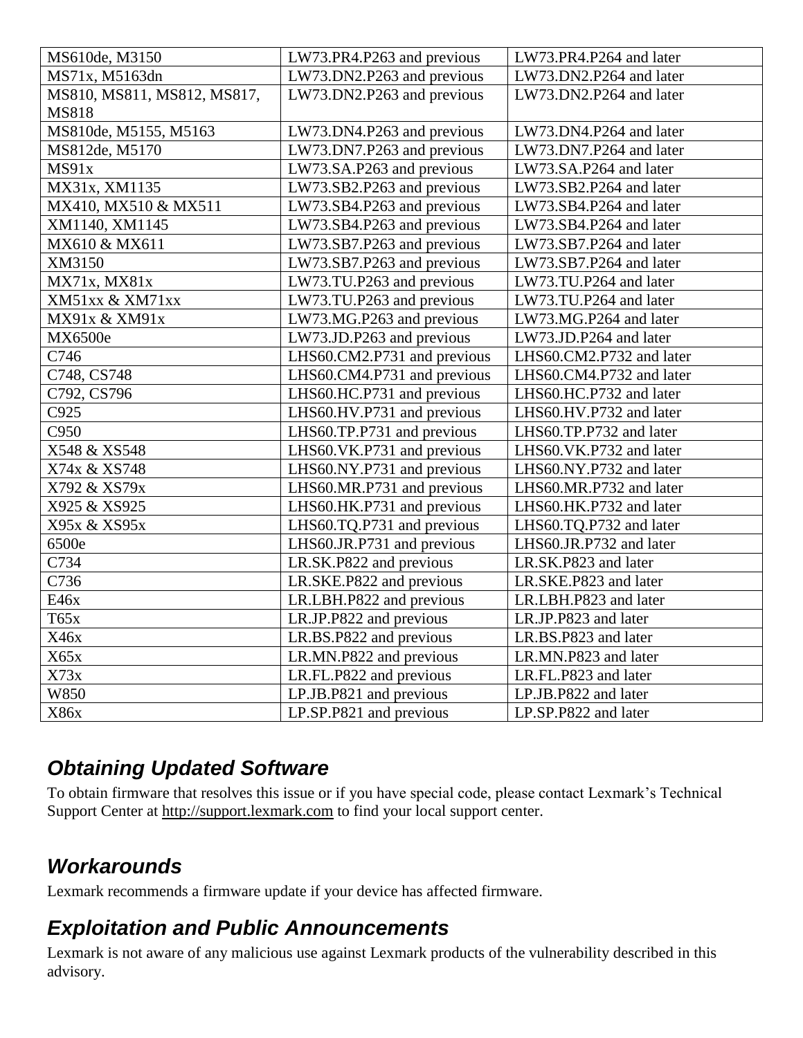| MS610de, M3150 | LW73.PR4.P263 and previous | LW73.PR4.P264 and later |
|---|---|---|
| MS71x, M5163dn | LW73.DN2.P263 and previous | LW73.DN2.P264 and later |
| MS810, MS811, MS812, MS817, MS818 | LW73.DN2.P263 and previous | LW73.DN2.P264 and later |
| MS810de, M5155, M5163 | LW73.DN4.P263 and previous | LW73.DN4.P264 and later |
| MS812de, M5170 | LW73.DN7.P263 and previous | LW73.DN7.P264 and later |
| MS91x | LW73.SA.P263 and previous | LW73.SA.P264 and later |
| MX31x, XM1135 | LW73.SB2.P263 and previous | LW73.SB2.P264 and later |
| MX410, MX510 & MX511 | LW73.SB4.P263 and previous | LW73.SB4.P264 and later |
| XM1140, XM1145 | LW73.SB4.P263 and previous | LW73.SB4.P264 and later |
| MX610 & MX611 | LW73.SB7.P263 and previous | LW73.SB7.P264 and later |
| XM3150 | LW73.SB7.P263 and previous | LW73.SB7.P264 and later |
| MX71x, MX81x | LW73.TU.P263 and previous | LW73.TU.P264 and later |
| XM51xx & XM71xx | LW73.TU.P263 and previous | LW73.TU.P264 and later |
| MX91x & XM91x | LW73.MG.P263 and previous | LW73.MG.P264 and later |
| MX6500e | LW73.JD.P263 and previous | LW73.JD.P264 and later |
| C746 | LHS60.CM2.P731 and previous | LHS60.CM2.P732 and later |
| C748, CS748 | LHS60.CM4.P731 and previous | LHS60.CM4.P732 and later |
| C792, CS796 | LHS60.HC.P731 and previous | LHS60.HC.P732 and later |
| C925 | LHS60.HV.P731 and previous | LHS60.HV.P732 and later |
| C950 | LHS60.TP.P731 and previous | LHS60.TP.P732 and later |
| X548 & XS548 | LHS60.VK.P731 and previous | LHS60.VK.P732 and later |
| X74x & XS748 | LHS60.NY.P731 and previous | LHS60.NY.P732 and later |
| X792 & XS79x | LHS60.MR.P731 and previous | LHS60.MR.P732 and later |
| X925 & XS925 | LHS60.HK.P731 and previous | LHS60.HK.P732 and later |
| X95x & XS95x | LHS60.TQ.P731 and previous | LHS60.TQ.P732 and later |
| 6500e | LHS60.JR.P731 and previous | LHS60.JR.P732 and later |
| C734 | LR.SK.P822 and previous | LR.SK.P823 and later |
| C736 | LR.SKE.P822 and previous | LR.SKE.P823 and later |
| E46x | LR.LBH.P822 and previous | LR.LBH.P823 and later |
| T65x | LR.JP.P822 and previous | LR.JP.P823 and later |
| X46x | LR.BS.P822 and previous | LR.BS.P823 and later |
| X65x | LR.MN.P822 and previous | LR.MN.P823 and later |
| X73x | LR.FL.P822 and previous | LR.FL.P823 and later |
| W850 | LP.JB.P821 and previous | LP.JB.P822 and later |
| X86x | LP.SP.P821 and previous | LP.SP.P822 and later |

## *Obtaining Updated Software*

To obtain firmware that resolves this issue or if you have special code, please contact Lexmark's Technical Support Center at http://support.lexmark.com to find your local support center.

## *Workarounds*

Lexmark recommends a firmware update if your device has affected firmware.

## *Exploitation and Public Announcements*

Lexmark is not aware of any malicious use against Lexmark products of the vulnerability described in this advisory.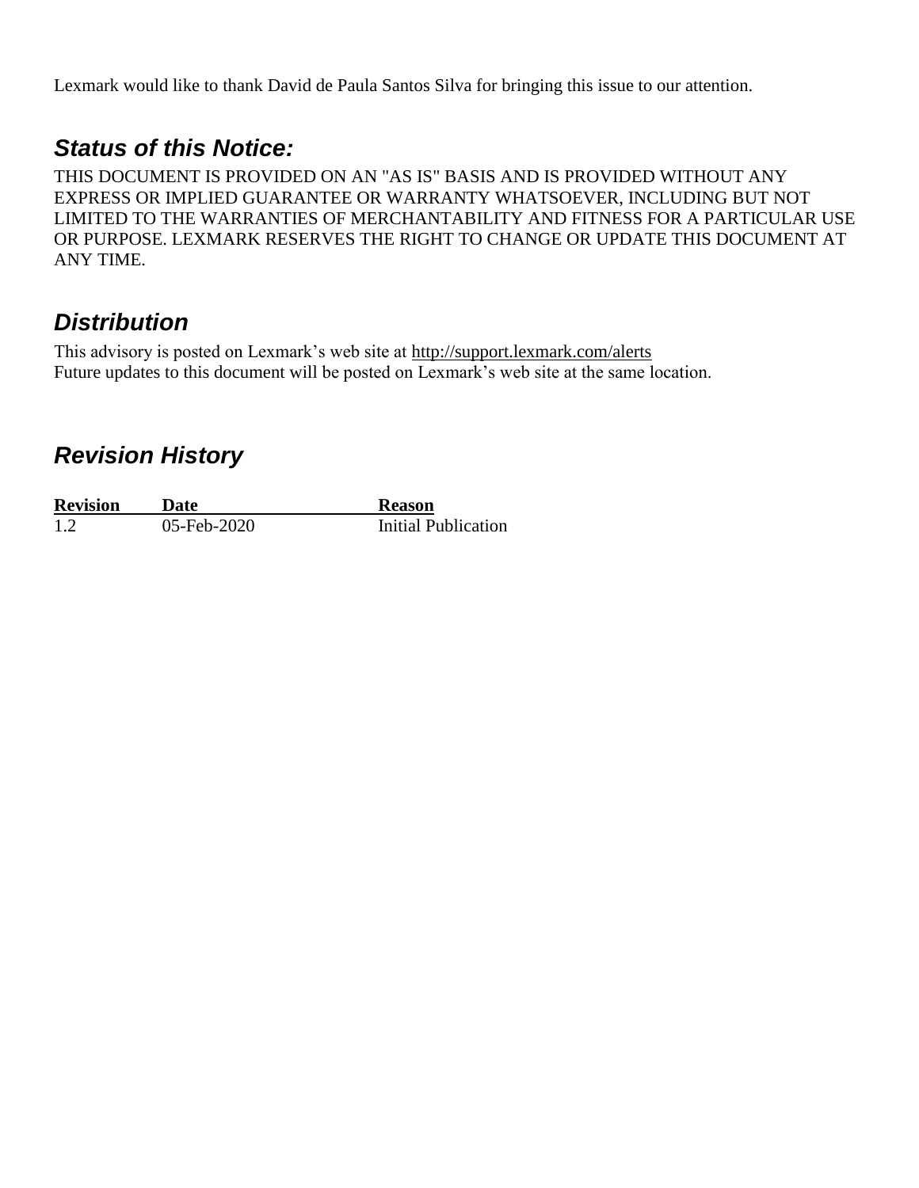Lexmark would like to thank David de Paula Santos Silva for bringing this issue to our attention.

## *Status of this Notice:*

THIS DOCUMENT IS PROVIDED ON AN "AS IS" BASIS AND IS PROVIDED WITHOUT ANY EXPRESS OR IMPLIED GUARANTEE OR WARRANTY WHATSOEVER, INCLUDING BUT NOT LIMITED TO THE WARRANTIES OF MERCHANTABILITY AND FITNESS FOR A PARTICULAR USE OR PURPOSE. LEXMARK RESERVES THE RIGHT TO CHANGE OR UPDATE THIS DOCUMENT AT ANY TIME.

## *Distribution*

This advisory is posted on Lexmark's web site at http://support.lexmark.com/alerts
Future updates to this document will be posted on Lexmark's web site at the same location.

## *Revision History*

| Revision | Date | Reason |
| --- | --- | --- |
| 1.2 | 05-Feb-2020 | Initial Publication |